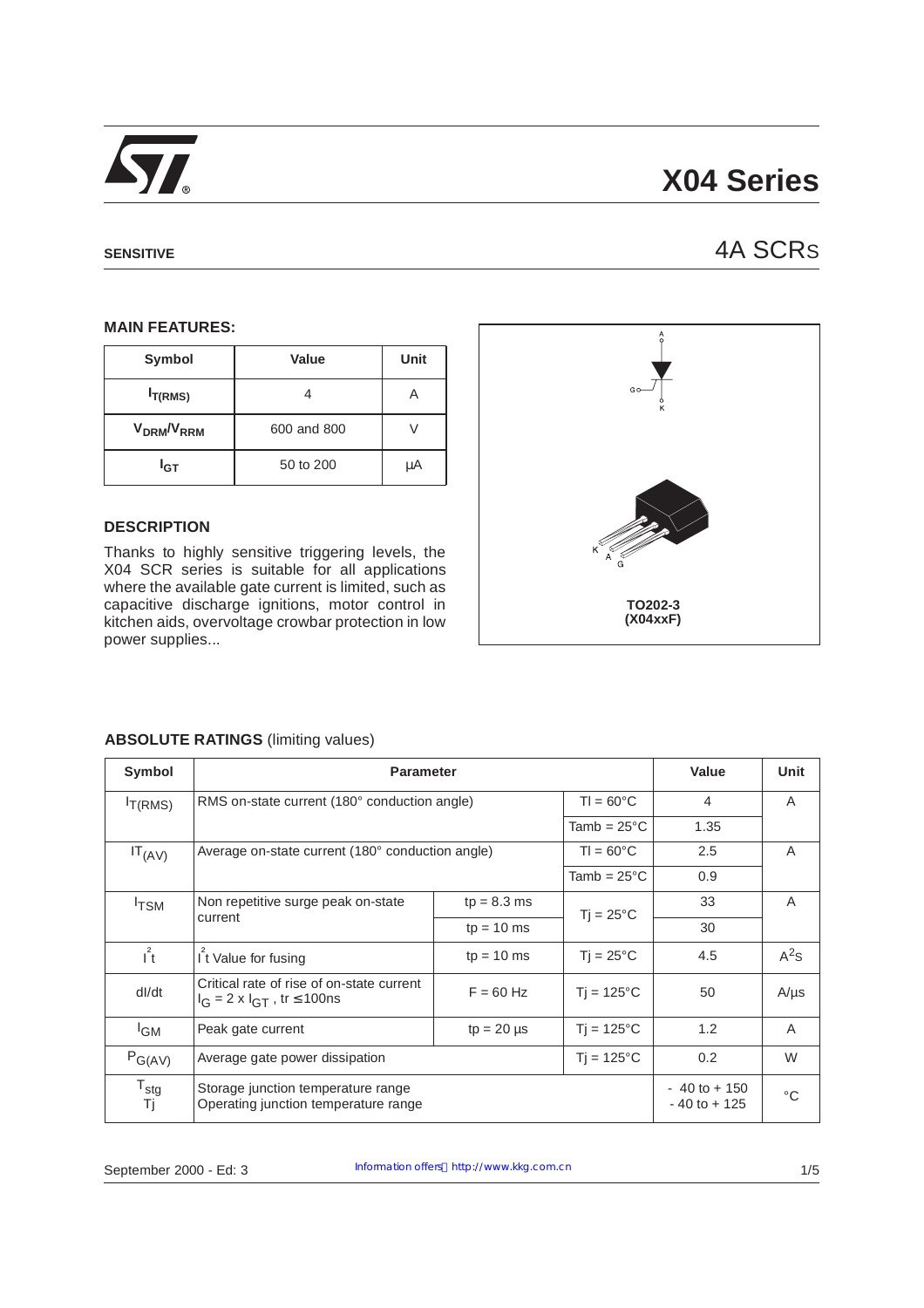# X04 Series

**SENSITIVE**

## 4A SCRs

### MAIN FEATURES:

| Symbol | Value | Unit |
|---|---|---|
| $I_{T(RMS)}$ | 4 | A |
| $V_{DRM}/V_{RRM}$ | 600 and 800 | V |
| $I_{GT}$ | 50 to 200 | µA |

### DESCRIPTION

Thanks to highly sensitive triggering levels, the X04 SCR series is suitable for all applications where the available gate current is limited, such as capacitive discharge ignitions, motor control in kitchen aids, overvoltage crowbar protection in low power supplies...

**TO202-3 (X04xxF)**

### ABSOLUTE RATINGS (limiting values)

| Symbol | Parameter | | | Value | Unit |
|---|---|---|---|---|---|
| $I_{T(RMS)}$ | RMS on-state current (180° conduction angle) | | Tl = 60°C | 4 | A |
| | | | Tamb = 25°C | 1.35 | |
| $I_{T(AV)}$ | Average on-state current (180° conduction angle) | | Tl = 60°C | 2.5 | A |
| | | | Tamb = 25°C | 0.9 | |
| $I_{TSM}$ | Non repetitive surge peak on-state current | tp = 8.3 ms | Tj = 25°C | 33 | A |
| | | tp = 10 ms | | 30 | |
| $I^2t$ | $I^2t$ Value for fusing | tp = 10 ms | Tj = 25°C | 4.5 | $A^2s$ |
| dI/dt | Critical rate of rise of on-state current $I_G = 2 \times I_{GT}$, tr ≤ 100ns | F = 60 Hz | Tj = 125°C | 50 | A/µs |
| $I_{GM}$ | Peak gate current | tp = 20 µs | Tj = 125°C | 1.2 | A |
| $P_{G(AV)}$ | Average gate power dissipation | | Tj = 125°C | 0.2 | W |
| $T_{stg}$<br>Tj | Storage junction temperature range<br>Operating junction temperature range | | | - 40 to + 150<br>- 40 to + 125 | °C |

September 2000 - Ed: 3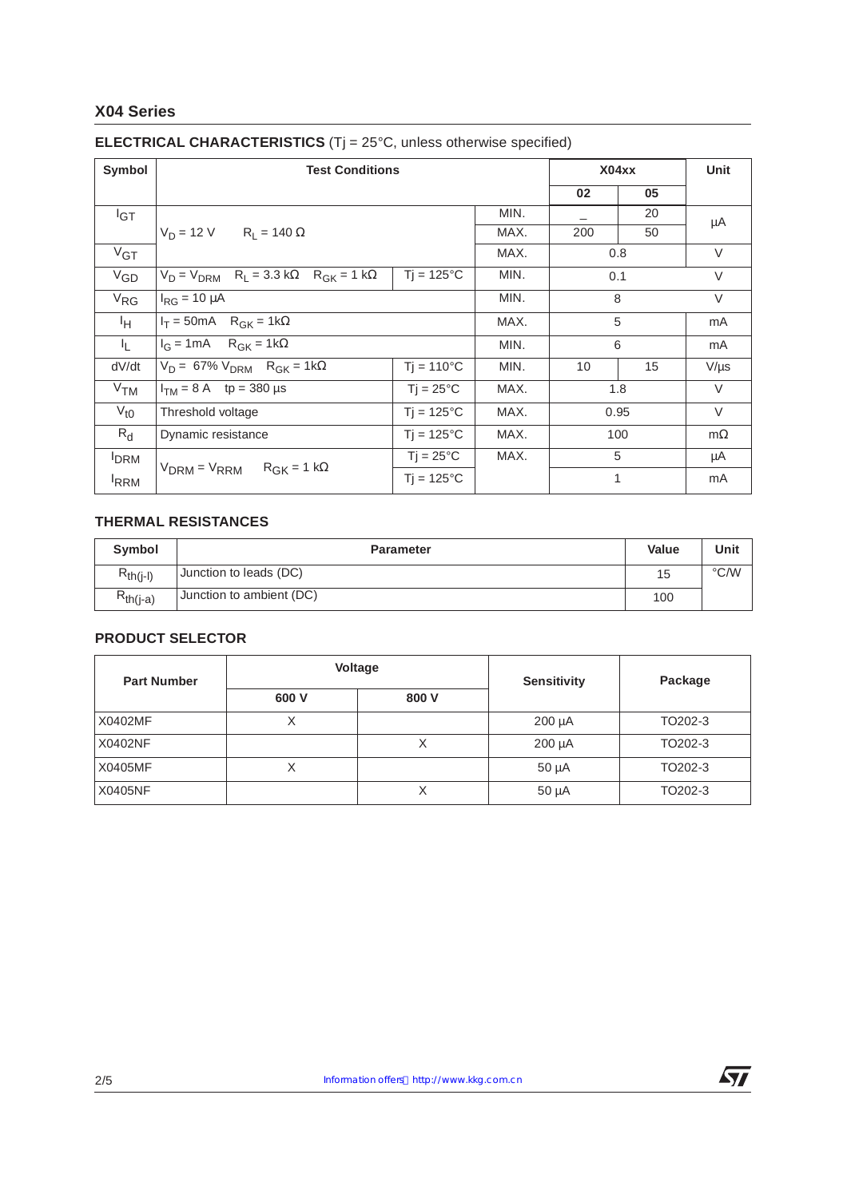## ELECTRICAL CHARACTERISTICS (Tj = 25°C, unless otherwise specified)

| Symbol | Test Conditions | | | X04xx | | Unit |
|---|---|---|---|---|---|---|
| | | | | 02 | 05 | |
| $I_{GT}$ | $V_D$ = 12 V   $R_L$ = 140 Ω | | MIN. | – | 20 | µA |
| | | | MAX. | 200 | 50 | |
| $V_{GT}$ | | | MAX. | 0.8 | | V |
| $V_{GD}$ | $V_D$ = $V_{DRM}$   $R_L$ = 3.3 kΩ   $R_{GK}$ = 1 kΩ | Tj = 125°C | MIN. | 0.1 | | V |
| $V_{RG}$ | $I_{RG}$ = 10 µA | | MIN. | 8 | | V |
| $I_H$ | $I_T$ = 50mA   $R_{GK}$ = 1kΩ | | MAX. | 5 | | mA |
| $I_L$ | $I_G$ = 1mA   $R_{GK}$ = 1kΩ | | MIN. | 6 | | mA |
| dV/dt | $V_D$ = 67% $V_{DRM}$   $R_{GK}$ = 1kΩ | Tj = 110°C | MIN. | 10 | 15 | V/µs |
| $V_{TM}$ | $I_{TM}$ = 8 A   tp = 380 µs | Tj = 25°C | MAX. | 1.8 | | V |
| $V_{t0}$ | Threshold voltage | Tj = 125°C | MAX. | 0.95 | | V |
| $R_d$ | Dynamic resistance | Tj = 125°C | MAX. | 100 | | mΩ |
| $I_{DRM}$ $I_{RRM}$ | $V_{DRM}$ = $V_{RRM}$   $R_{GK}$ = 1 kΩ | Tj = 25°C | MAX. | 5 | | µA |
| | | Tj = 125°C | | 1 | | mA |

## THERMAL RESISTANCES

| Symbol | Parameter | Value | Unit |
|---|---|---|---|
| $R_{th(j-l)}$ | Junction to leads (DC) | 15 | °C/W |
| $R_{th(j-a)}$ | Junction to ambient (DC) | 100 | |

## PRODUCT SELECTOR

| Part Number | Voltage | | Sensitivity | Package |
|---|---|---|---|---|
| | 600 V | 800 V | | |
| X0402MF | X | | 200 µA | TO202-3 |
| X0402NF | | X | 200 µA | TO202-3 |
| X0405MF | X | | 50 µA | TO202-3 |
| X0405NF | | X | 50 µA | TO202-3 |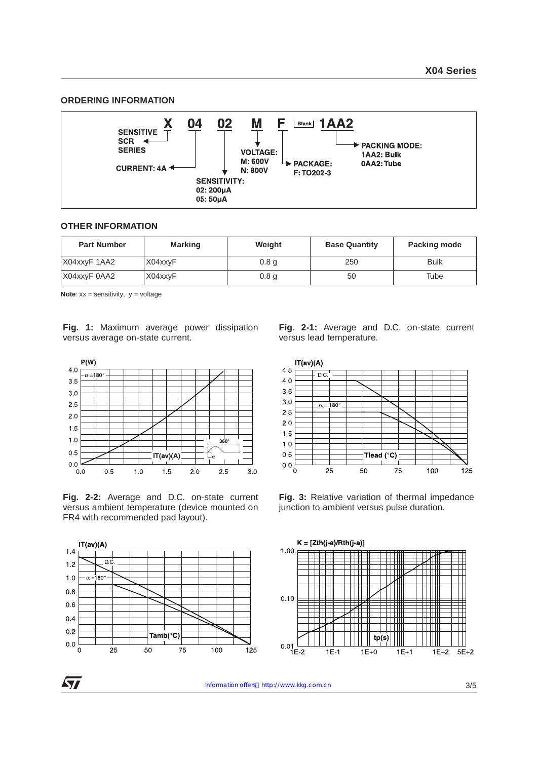## ORDERING INFORMATION

X 04 02 M F [Blank] 1AA2

- X: SENSITIVE SCR SERIES
- 04: CURRENT: 4A
- 02: SENSITIVITY: 02: 200µA, 05: 50µA
- M: VOLTAGE: M: 600V, N: 800V
- F: PACKAGE: F: TO202-3
- 1AA2: PACKING MODE: 1AA2: Bulk, 0AA2: Tube

## OTHER INFORMATION

| Part Number | Marking | Weight | Base Quantity | Packing mode |
|---|---|---|---|---|
| X04xxyF 1AA2 | X04xxyF | 0.8 g | 250 | Bulk |
| X04xxyF 0AA2 | X04xxyF | 0.8 g | 50 | Tube |

**Note**: xx = sensitivity, y = voltage

**Fig. 1:** Maximum average power dissipation versus average on-state current.

**Fig. 2-1:** Average and D.C. on-state current versus lead temperature.

**Fig. 2-2:** Average and D.C. on-state current versus ambient temperature (device mounted on FR4 with recommended pad layout).

**Fig. 3:** Relative variation of thermal impedance junction to ambient versus pulse duration.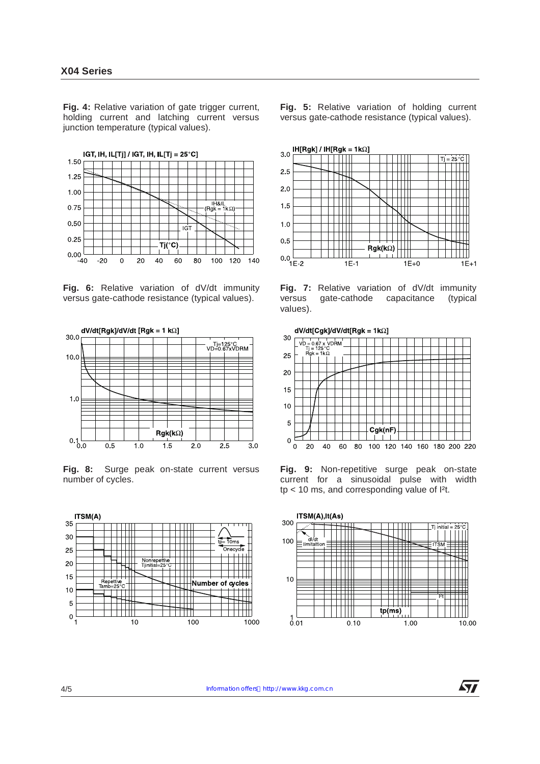**Fig. 4:** Relative variation of gate trigger current, holding current and latching current versus junction temperature (typical values).

**Fig. 5:** Relative variation of holding current versus gate-cathode resistance (typical values).

**Fig. 6:** Relative variation of dV/dt immunity versus gate-cathode resistance (typical values).

**Fig. 7:** Relative variation of dV/dt immunity versus gate-cathode capacitance (typical values).

**Fig. 8:** Surge peak on-state current versus number of cycles.

**Fig. 9:** Non-repetitive surge peak on-state current for a sinusoidal pulse with width tp < 10 ms, and corresponding value of $I^2t$.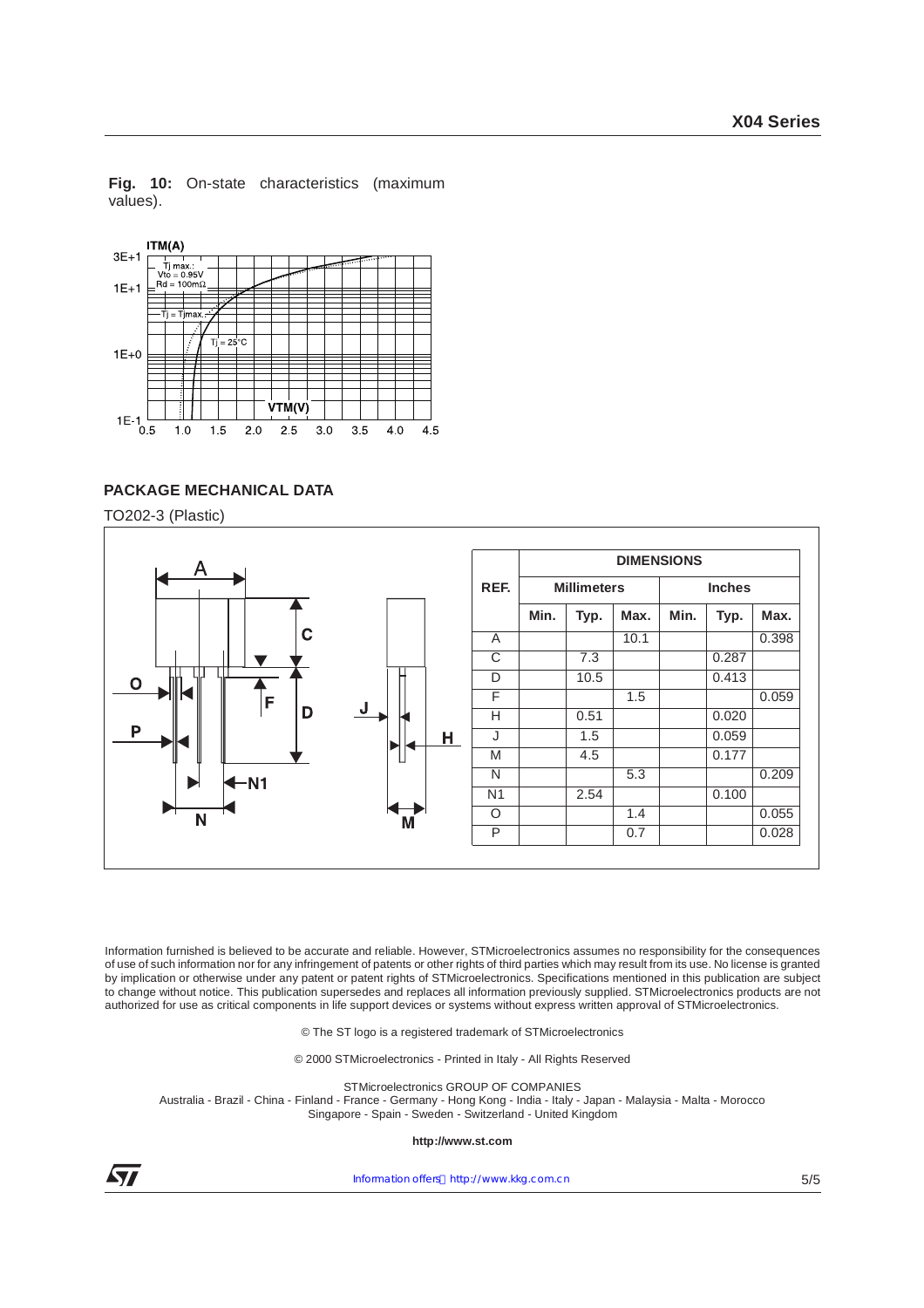**Fig. 10:** On-state characteristics (maximum values).

ITM(A)

3E+1

1E+1

1E+0

1E-1

Tj max.:
Vto = 0.95V
Rd = 100mΩ

Tj = Tjmax.

Tj = 25°C

VTM(V)

0.5 1.0 1.5 2.0 2.5 3.0 3.5 4.0 4.5

## PACKAGE MECHANICAL DATA

TO202-3 (Plastic)

| REF. | DIMENSIONS | | | | | |
|---|---|---|---|---|---|---|
| | Millimeters | | | Inches | | |
| | Min. | Typ. | Max. | Min. | Typ. | Max. |
| A | | | 10.1 | | | 0.398 |
| C | | 7.3 | | | 0.287 | |
| D | | 10.5 | | | 0.413 | |
| F | | | 1.5 | | | 0.059 |
| H | | 0.51 | | | 0.020 | |
| J | | 1.5 | | | 0.059 | |
| M | | 4.5 | | | 0.177 | |
| N | | | 5.3 | | | 0.209 |
| N1 | | 2.54 | | | 0.100 | |
| O | | | 1.4 | | | 0.055 |
| P | | | 0.7 | | | 0.028 |

Information furnished is believed to be accurate and reliable. However, STMicroelectronics assumes no responsibility for the consequences of use of such information nor for any infringement of patents or other rights of third parties which may result from its use. No license is granted by implication or otherwise under any patent or patent rights of STMicroelectronics. Specifications mentioned in this publication are subject to change without notice. This publication supersedes and replaces all information previously supplied. STMicroelectronics products are not authorized for use as critical components in life support devices or systems without express written approval of STMicroelectronics.

© The ST logo is a registered trademark of STMicroelectronics

© 2000 STMicroelectronics - Printed in Italy - All Rights Reserved

STMicroelectronics GROUP OF COMPANIES
Australia - Brazil - China - Finland - France - Germany - Hong Kong - India - Italy - Japan - Malaysia - Malta - Morocco
Singapore - Spain - Sweden - Switzerland - United Kingdom

**http://www.st.com**